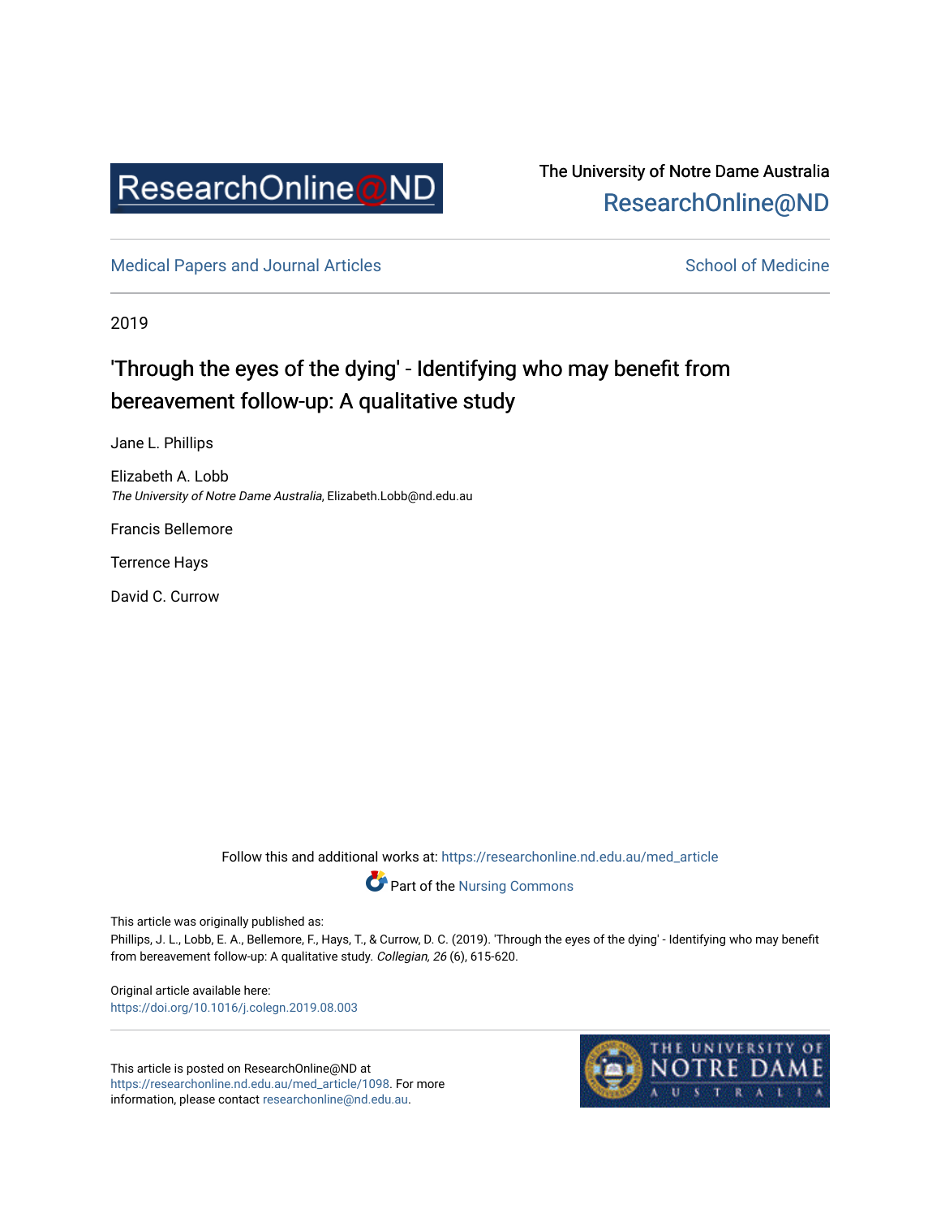ResearchOnline@ND

The University of Notre Dame Australia
ResearchOnline@ND

Medical Papers and Journal Articles

School of Medicine

2019

# 'Through the eyes of the dying' - Identifying who may benefit from bereavement follow-up: A qualitative study

Jane L. Phillips

Elizabeth A. Lobb
*The University of Notre Dame Australia*, Elizabeth.Lobb@nd.edu.au

Francis Bellemore

Terrence Hays

David C. Currow

Follow this and additional works at: https://researchonline.nd.edu.au/med_article

Part of the Nursing Commons

This article was originally published as:
Phillips, J. L., Lobb, E. A., Bellemore, F., Hays, T., & Currow, D. C. (2019). 'Through the eyes of the dying' - Identifying who may benefit from bereavement follow-up: A qualitative study. *Collegian, 26* (6), 615-620.

Original article available here:
https://doi.org/10.1016/j.colegn.2019.08.003

This article is posted on ResearchOnline@ND at https://researchonline.nd.edu.au/med_article/1098. For more information, please contact researchonline@nd.edu.au.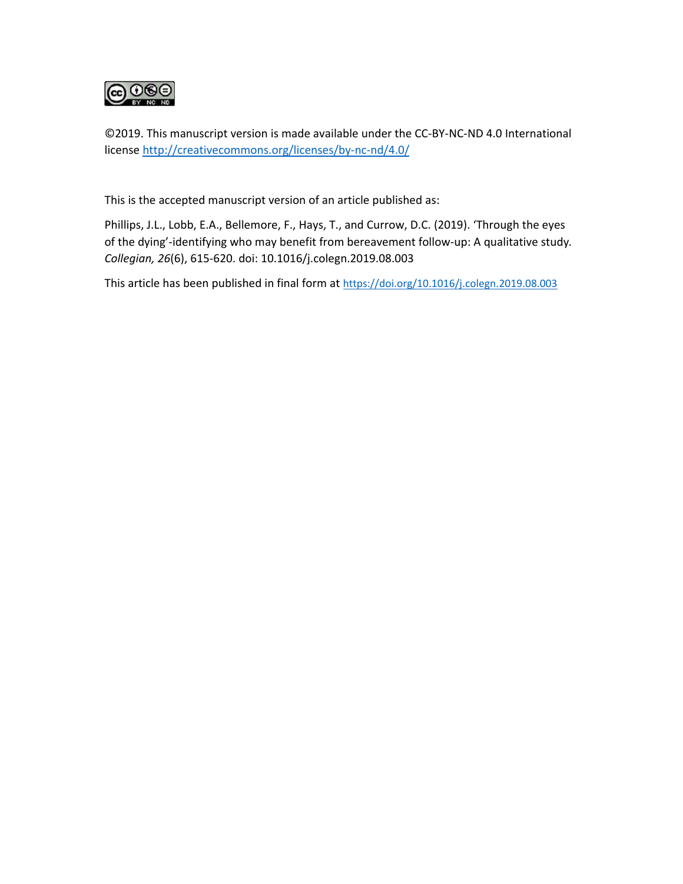©2019. This manuscript version is made available under the CC-BY-NC-ND 4.0 International license http://creativecommons.org/licenses/by-nc-nd/4.0/

This is the accepted manuscript version of an article published as:

Phillips, J.L., Lobb, E.A., Bellemore, F., Hays, T., and Currow, D.C. (2019). 'Through the eyes of the dying'-identifying who may benefit from bereavement follow-up: A qualitative study. *Collegian, 26*(6), 615-620. doi: 10.1016/j.colegn.2019.08.003

This article has been published in final form at https://doi.org/10.1016/j.colegn.2019.08.003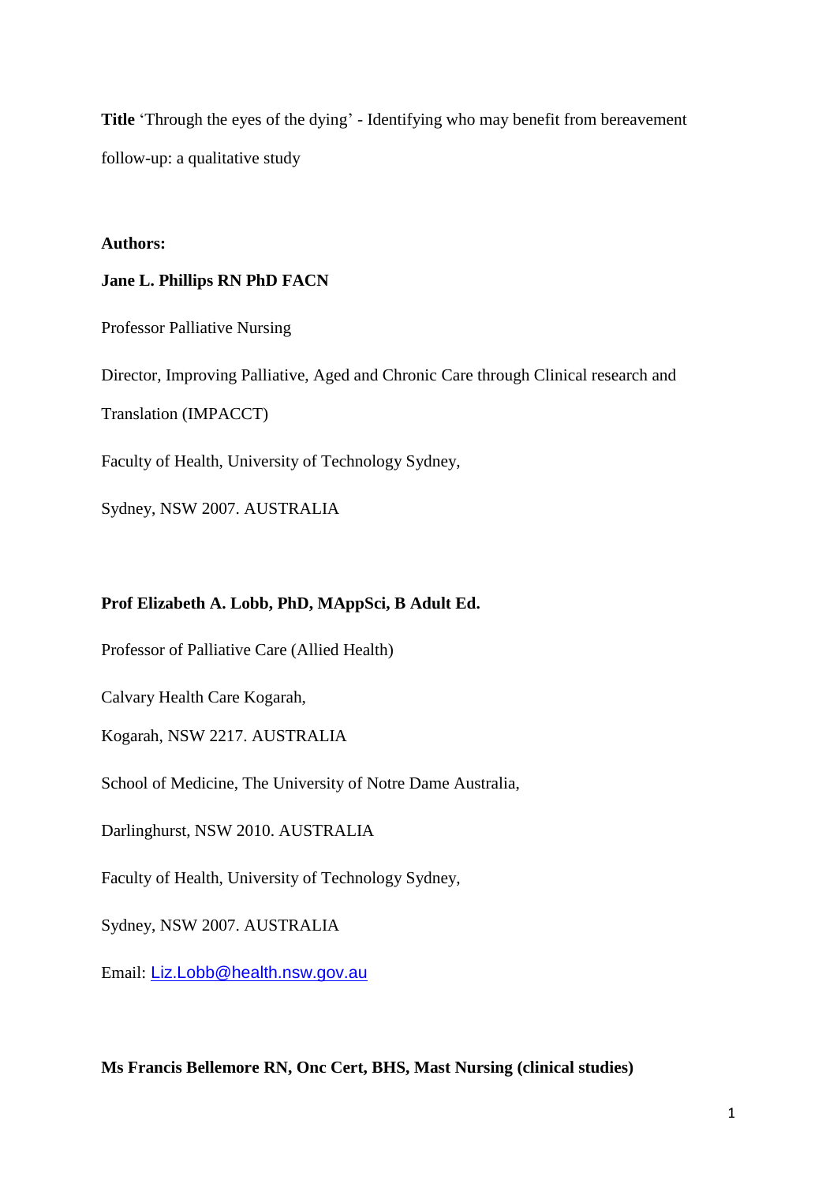**Title** 'Through the eyes of the dying' - Identifying who may benefit from bereavement follow-up: a qualitative study

**Authors:**

**Jane L. Phillips RN PhD FACN**

Professor Palliative Nursing

Director, Improving Palliative, Aged and Chronic Care through Clinical research and Translation (IMPACCT)

Faculty of Health, University of Technology Sydney,

Sydney, NSW 2007. AUSTRALIA

**Prof Elizabeth A. Lobb, PhD, MAppSci, B Adult Ed.**

Professor of Palliative Care (Allied Health)

Calvary Health Care Kogarah,

Kogarah, NSW 2217. AUSTRALIA

School of Medicine, The University of Notre Dame Australia,

Darlinghurst, NSW 2010. AUSTRALIA

Faculty of Health, University of Technology Sydney,

Sydney, NSW 2007. AUSTRALIA

Email: Liz.Lobb@health.nsw.gov.au

**Ms Francis Bellemore RN, Onc Cert, BHS, Mast Nursing (clinical studies)**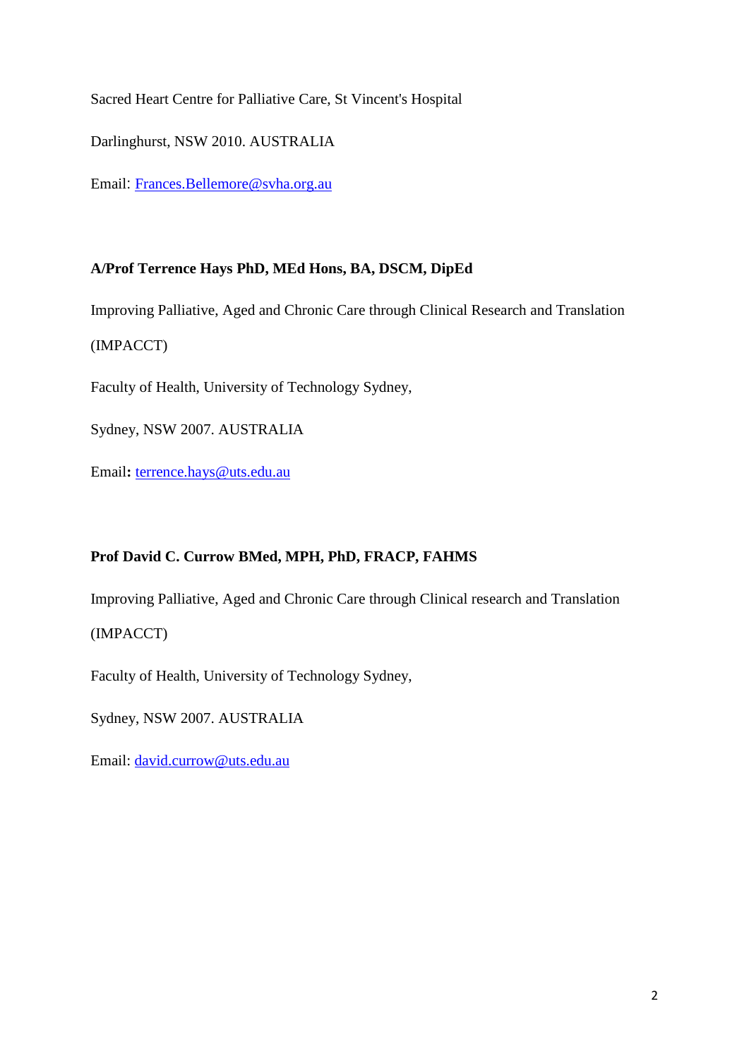Sacred Heart Centre for Palliative Care, St Vincent's Hospital

Darlinghurst, NSW 2010. AUSTRALIA

Email: Frances.Bellemore@svha.org.au

**A/Prof Terrence Hays PhD, MEd Hons, BA, DSCM, DipEd**

Improving Palliative, Aged and Chronic Care through Clinical Research and Translation (IMPACCT)

Faculty of Health, University of Technology Sydney,

Sydney, NSW 2007. AUSTRALIA

Email**:** terrence.hays@uts.edu.au

**Prof David C. Currow BMed, MPH, PhD, FRACP, FAHMS**

Improving Palliative, Aged and Chronic Care through Clinical research and Translation (IMPACCT)

Faculty of Health, University of Technology Sydney,

Sydney, NSW 2007. AUSTRALIA

Email: david.currow@uts.edu.au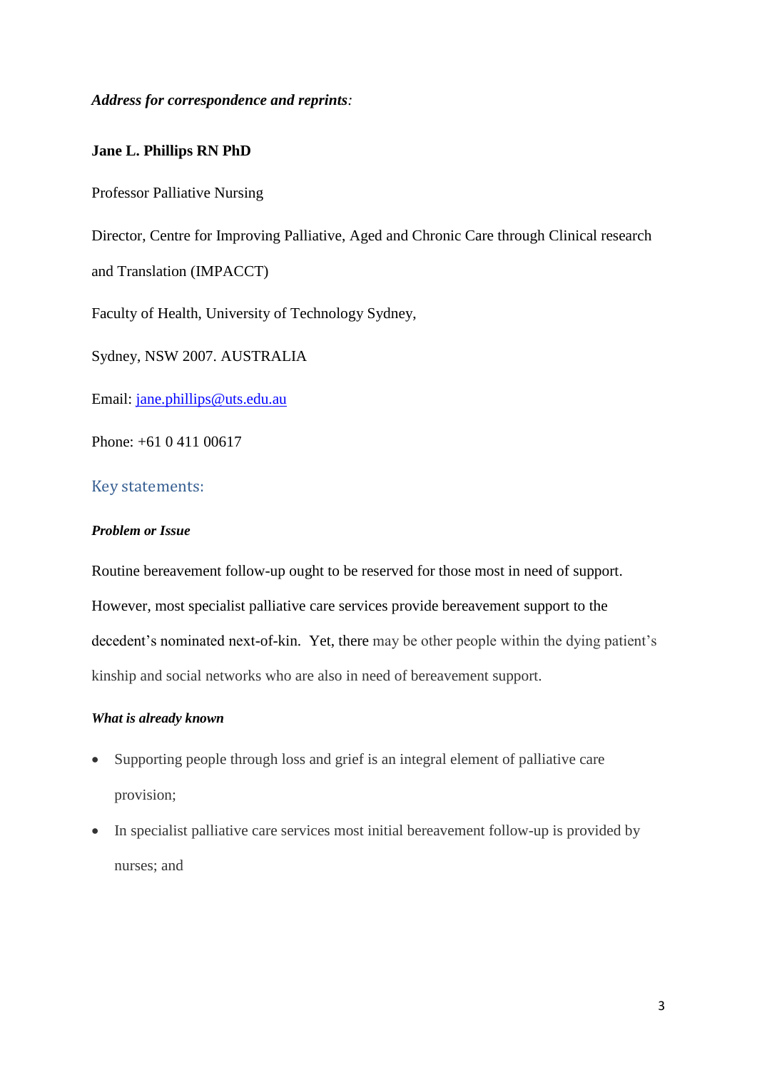***Address for correspondence and reprints**:*

**Jane L. Phillips RN PhD**

Professor Palliative Nursing

Director, Centre for Improving Palliative, Aged and Chronic Care through Clinical research and Translation (IMPACCT)

Faculty of Health, University of Technology Sydney,

Sydney, NSW 2007. AUSTRALIA

Email: jane.phillips@uts.edu.au

Phone: +61 0 411 00617

## Key statements:

***Problem or Issue***

Routine bereavement follow-up ought to be reserved for those most in need of support. However, most specialist palliative care services provide bereavement support to the decedent's nominated next-of-kin. Yet, there may be other people within the dying patient's kinship and social networks who are also in need of bereavement support.

***What is already known***

- Supporting people through loss and grief is an integral element of palliative care provision;
- In specialist palliative care services most initial bereavement follow-up is provided by nurses; and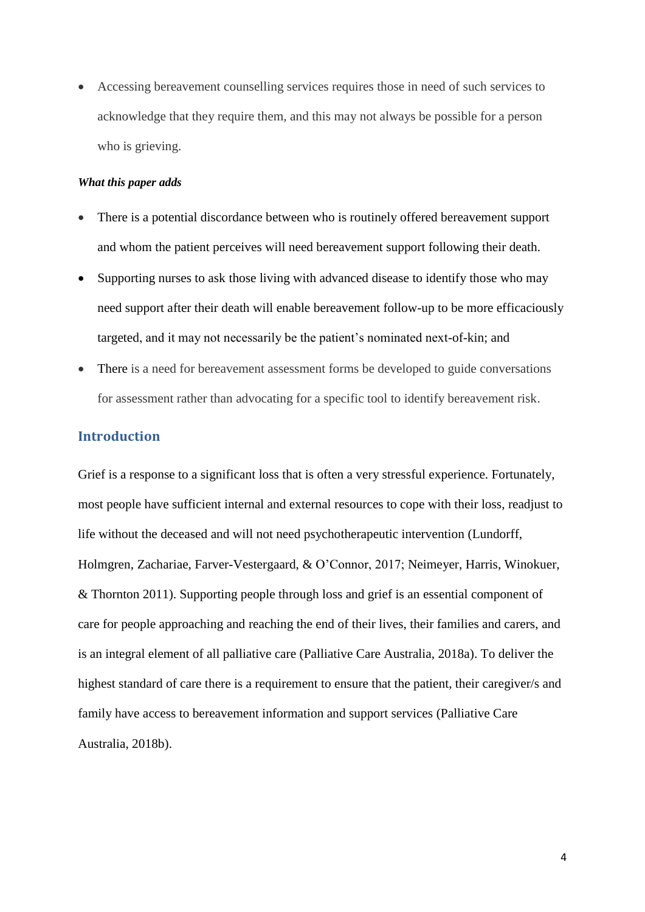- Accessing bereavement counselling services requires those in need of such services to acknowledge that they require them, and this may not always be possible for a person who is grieving.

***What this paper adds***

- There is a potential discordance between who is routinely offered bereavement support and whom the patient perceives will need bereavement support following their death.
- Supporting nurses to ask those living with advanced disease to identify those who may need support after their death will enable bereavement follow-up to be more efficaciously targeted, and it may not necessarily be the patient's nominated next-of-kin; and
- There is a need for bereavement assessment forms be developed to guide conversations for assessment rather than advocating for a specific tool to identify bereavement risk.

## Introduction

Grief is a response to a significant loss that is often a very stressful experience. Fortunately, most people have sufficient internal and external resources to cope with their loss, readjust to life without the deceased and will not need psychotherapeutic intervention (Lundorff, Holmgren, Zachariae, Farver-Vestergaard, & O'Connor, 2017; Neimeyer, Harris, Winokuer, & Thornton 2011). Supporting people through loss and grief is an essential component of care for people approaching and reaching the end of their lives, their families and carers, and is an integral element of all palliative care (Palliative Care Australia, 2018a). To deliver the highest standard of care there is a requirement to ensure that the patient, their caregiver/s and family have access to bereavement information and support services (Palliative Care Australia, 2018b).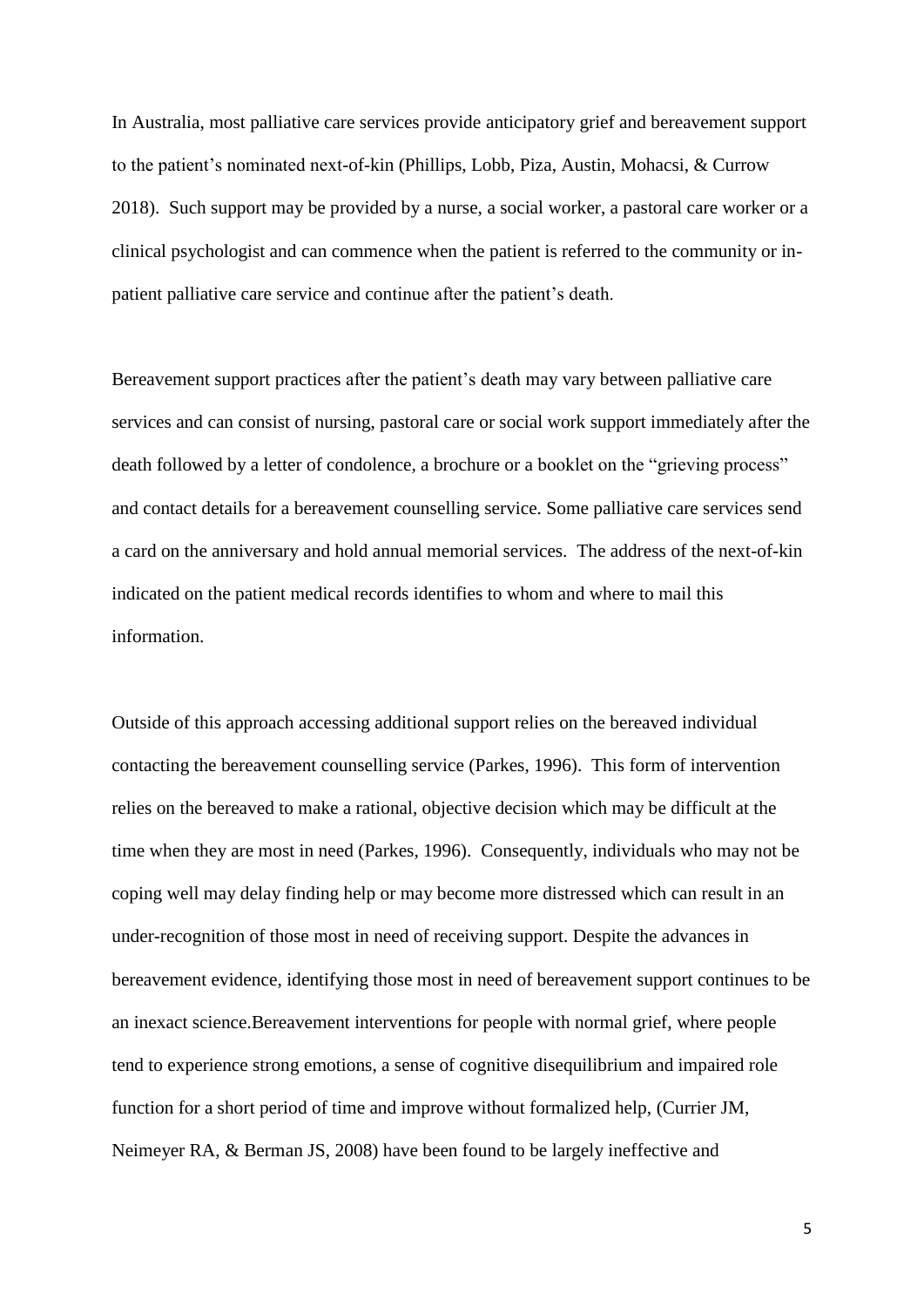In Australia, most palliative care services provide anticipatory grief and bereavement support to the patient's nominated next-of-kin (Phillips, Lobb, Piza, Austin, Mohacsi, & Currow 2018). Such support may be provided by a nurse, a social worker, a pastoral care worker or a clinical psychologist and can commence when the patient is referred to the community or in-patient palliative care service and continue after the patient's death.

Bereavement support practices after the patient's death may vary between palliative care services and can consist of nursing, pastoral care or social work support immediately after the death followed by a letter of condolence, a brochure or a booklet on the "grieving process" and contact details for a bereavement counselling service. Some palliative care services send a card on the anniversary and hold annual memorial services. The address of the next-of-kin indicated on the patient medical records identifies to whom and where to mail this information.

Outside of this approach accessing additional support relies on the bereaved individual contacting the bereavement counselling service (Parkes, 1996). This form of intervention relies on the bereaved to make a rational, objective decision which may be difficult at the time when they are most in need (Parkes, 1996). Consequently, individuals who may not be coping well may delay finding help or may become more distressed which can result in an under-recognition of those most in need of receiving support. Despite the advances in bereavement evidence, identifying those most in need of bereavement support continues to be an inexact science.Bereavement interventions for people with normal grief, where people tend to experience strong emotions, a sense of cognitive disequilibrium and impaired role function for a short period of time and improve without formalized help, (Currier JM, Neimeyer RA, & Berman JS, 2008) have been found to be largely ineffective and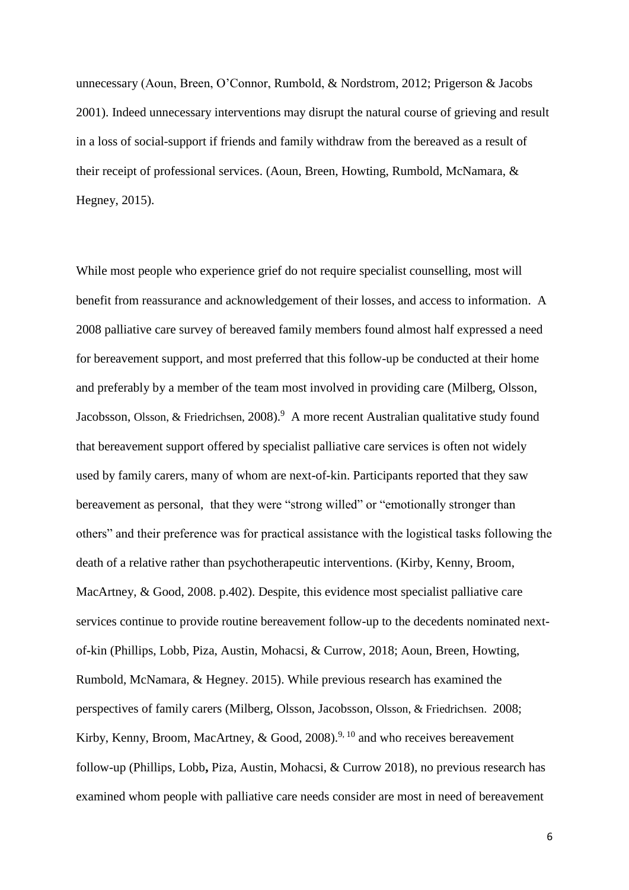unnecessary (Aoun, Breen, O'Connor, Rumbold, & Nordstrom, 2012; Prigerson & Jacobs 2001). Indeed unnecessary interventions may disrupt the natural course of grieving and result in a loss of social-support if friends and family withdraw from the bereaved as a result of their receipt of professional services. (Aoun, Breen, Howting, Rumbold, McNamara, & Hegney, 2015).

While most people who experience grief do not require specialist counselling, most will benefit from reassurance and acknowledgement of their losses, and access to information. A 2008 palliative care survey of bereaved family members found almost half expressed a need for bereavement support, and most preferred that this follow-up be conducted at their home and preferably by a member of the team most involved in providing care (Milberg, Olsson, Jacobsson, Olsson, & Friedrichsen, 2008).[9] A more recent Australian qualitative study found that bereavement support offered by specialist palliative care services is often not widely used by family carers, many of whom are next-of-kin. Participants reported that they saw bereavement as personal, that they were "strong willed" or "emotionally stronger than others" and their preference was for practical assistance with the logistical tasks following the death of a relative rather than psychotherapeutic interventions. (Kirby, Kenny, Broom, MacArtney, & Good, 2008. p.402). Despite, this evidence most specialist palliative care services continue to provide routine bereavement follow-up to the decedents nominated next-of-kin (Phillips, Lobb, Piza, Austin, Mohacsi, & Currow, 2018; Aoun, Breen, Howting, Rumbold, McNamara, & Hegney. 2015). While previous research has examined the perspectives of family carers (Milberg, Olsson, Jacobsson, Olsson, & Friedrichsen. 2008; Kirby, Kenny, Broom, MacArtney, & Good, 2008).[9, 10] and who receives bereavement follow-up (Phillips, Lobb, Piza, Austin, Mohacsi, & Currow 2018), no previous research has examined whom people with palliative care needs consider are most in need of bereavement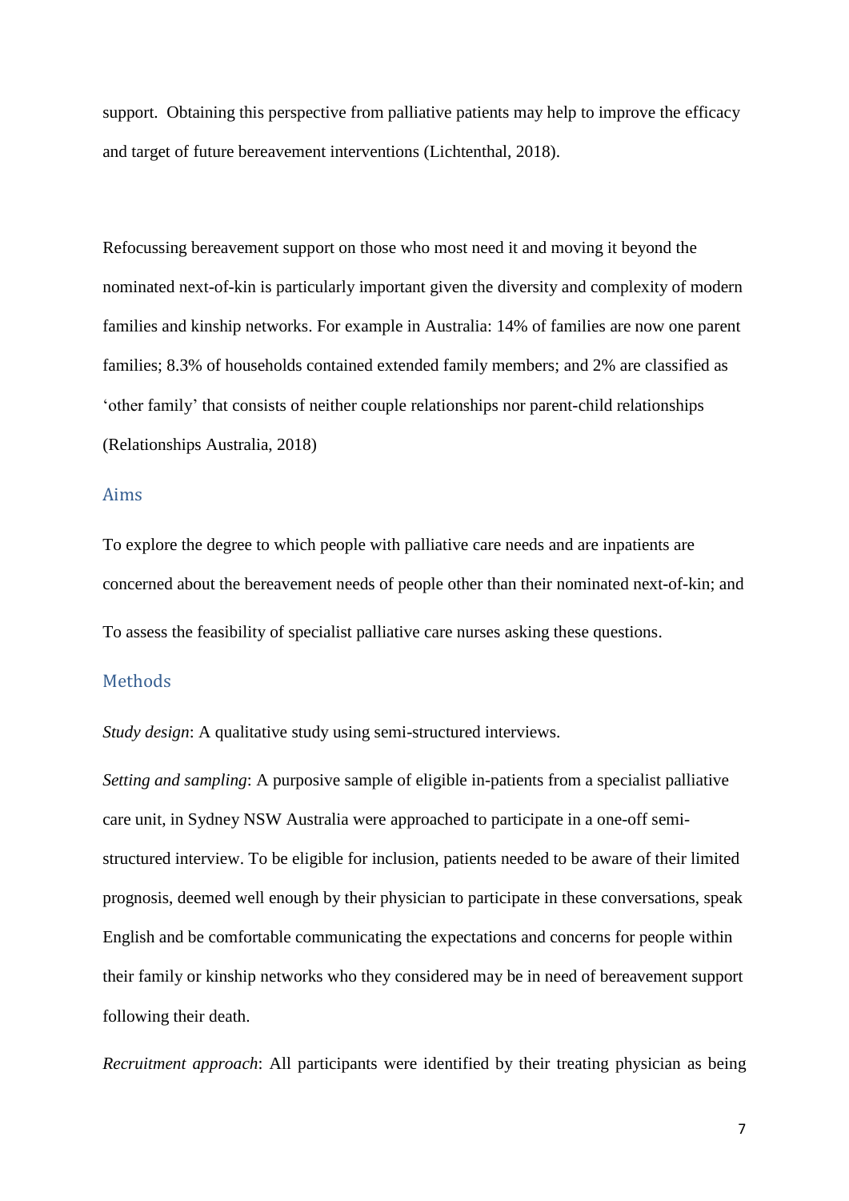support. Obtaining this perspective from palliative patients may help to improve the efficacy and target of future bereavement interventions (Lichtenthal, 2018).

Refocussing bereavement support on those who most need it and moving it beyond the nominated next-of-kin is particularly important given the diversity and complexity of modern families and kinship networks. For example in Australia: 14% of families are now one parent families; 8.3% of households contained extended family members; and 2% are classified as 'other family' that consists of neither couple relationships nor parent-child relationships (Relationships Australia, 2018)

## Aims

To explore the degree to which people with palliative care needs and are inpatients are concerned about the bereavement needs of people other than their nominated next-of-kin; and

To assess the feasibility of specialist palliative care nurses asking these questions.

## Methods

*Study design*: A qualitative study using semi-structured interviews.

*Setting and sampling*: A purposive sample of eligible in-patients from a specialist palliative care unit, in Sydney NSW Australia were approached to participate in a one-off semi-structured interview. To be eligible for inclusion, patients needed to be aware of their limited prognosis, deemed well enough by their physician to participate in these conversations, speak English and be comfortable communicating the expectations and concerns for people within their family or kinship networks who they considered may be in need of bereavement support following their death.

*Recruitment approach*: All participants were identified by their treating physician as being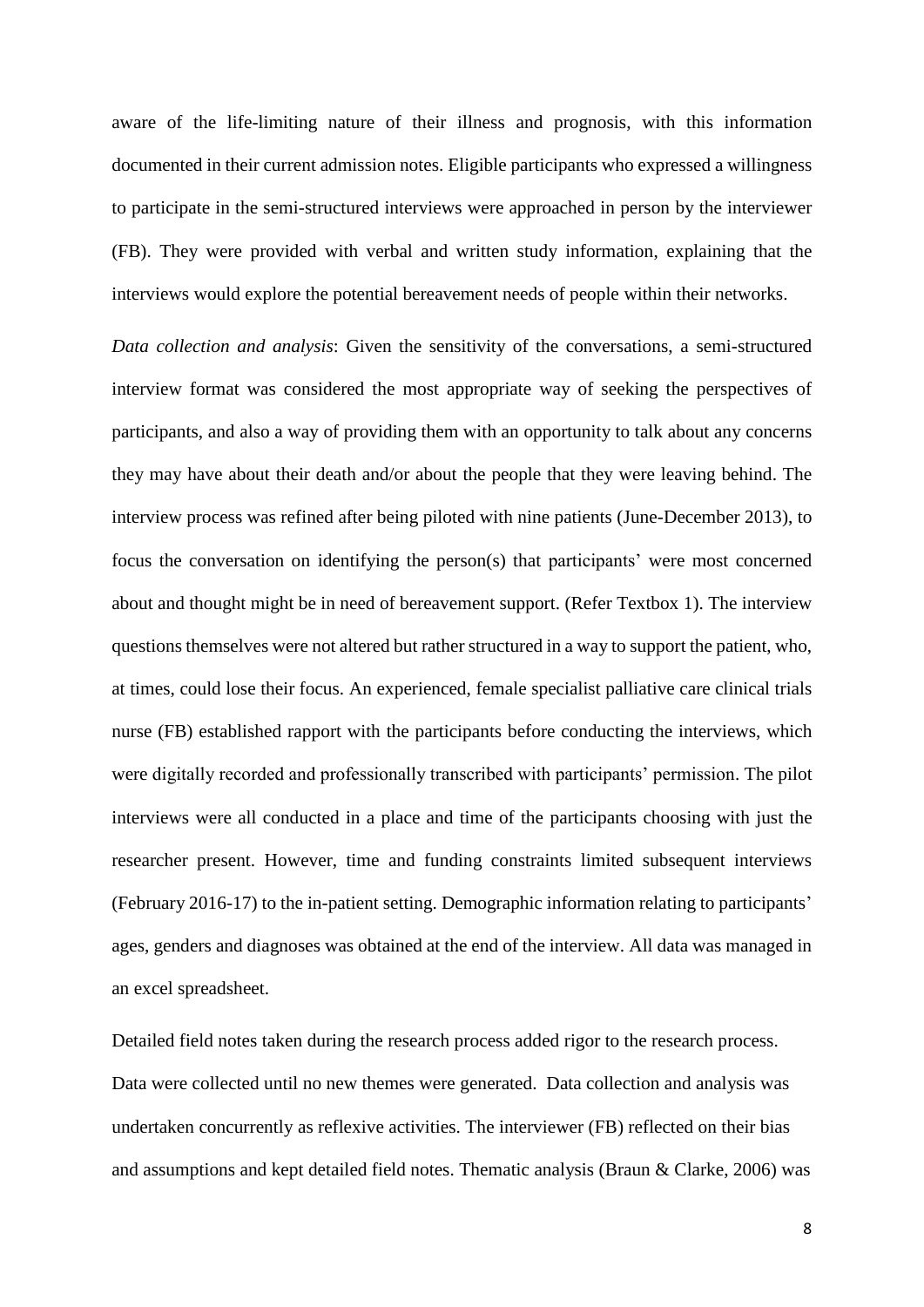aware of the life-limiting nature of their illness and prognosis, with this information documented in their current admission notes. Eligible participants who expressed a willingness to participate in the semi-structured interviews were approached in person by the interviewer (FB). They were provided with verbal and written study information, explaining that the interviews would explore the potential bereavement needs of people within their networks.

*Data collection and analysis*: Given the sensitivity of the conversations, a semi-structured interview format was considered the most appropriate way of seeking the perspectives of participants, and also a way of providing them with an opportunity to talk about any concerns they may have about their death and/or about the people that they were leaving behind. The interview process was refined after being piloted with nine patients (June-December 2013), to focus the conversation on identifying the person(s) that participants' were most concerned about and thought might be in need of bereavement support. (Refer Textbox 1). The interview questions themselves were not altered but rather structured in a way to support the patient, who, at times, could lose their focus. An experienced, female specialist palliative care clinical trials nurse (FB) established rapport with the participants before conducting the interviews, which were digitally recorded and professionally transcribed with participants' permission. The pilot interviews were all conducted in a place and time of the participants choosing with just the researcher present. However, time and funding constraints limited subsequent interviews (February 2016-17) to the in-patient setting. Demographic information relating to participants' ages, genders and diagnoses was obtained at the end of the interview. All data was managed in an excel spreadsheet.

Detailed field notes taken during the research process added rigor to the research process. Data were collected until no new themes were generated. Data collection and analysis was undertaken concurrently as reflexive activities. The interviewer (FB) reflected on their bias and assumptions and kept detailed field notes. Thematic analysis (Braun & Clarke, 2006) was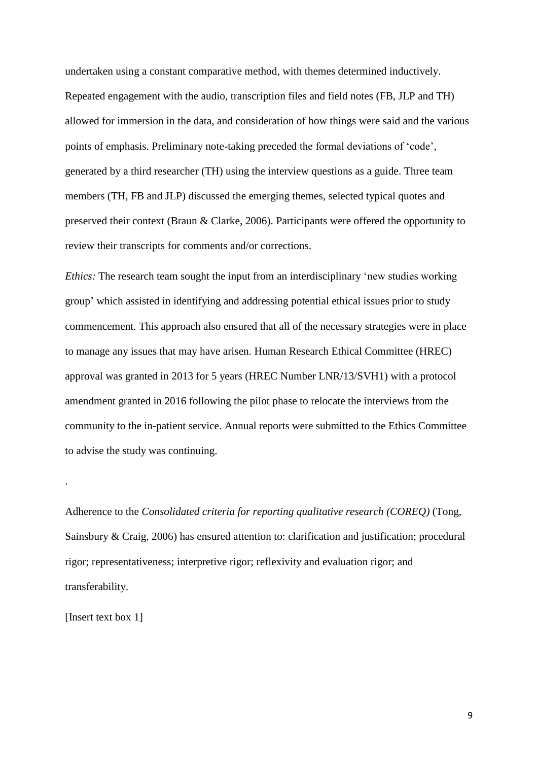undertaken using a constant comparative method, with themes determined inductively. Repeated engagement with the audio, transcription files and field notes (FB, JLP and TH) allowed for immersion in the data, and consideration of how things were said and the various points of emphasis. Preliminary note-taking preceded the formal deviations of 'code', generated by a third researcher (TH) using the interview questions as a guide. Three team members (TH, FB and JLP) discussed the emerging themes, selected typical quotes and preserved their context (Braun & Clarke, 2006). Participants were offered the opportunity to review their transcripts for comments and/or corrections.

*Ethics:* The research team sought the input from an interdisciplinary 'new studies working group' which assisted in identifying and addressing potential ethical issues prior to study commencement. This approach also ensured that all of the necessary strategies were in place to manage any issues that may have arisen. Human Research Ethical Committee (HREC) approval was granted in 2013 for 5 years (HREC Number LNR/13/SVH1) with a protocol amendment granted in 2016 following the pilot phase to relocate the interviews from the community to the in-patient service. Annual reports were submitted to the Ethics Committee to advise the study was continuing.

.

Adherence to the *Consolidated criteria for reporting qualitative research (COREQ)* (Tong, Sainsbury & Craig, 2006) has ensured attention to: clarification and justification; procedural rigor; representativeness; interpretive rigor; reflexivity and evaluation rigor; and transferability.

[Insert text box 1]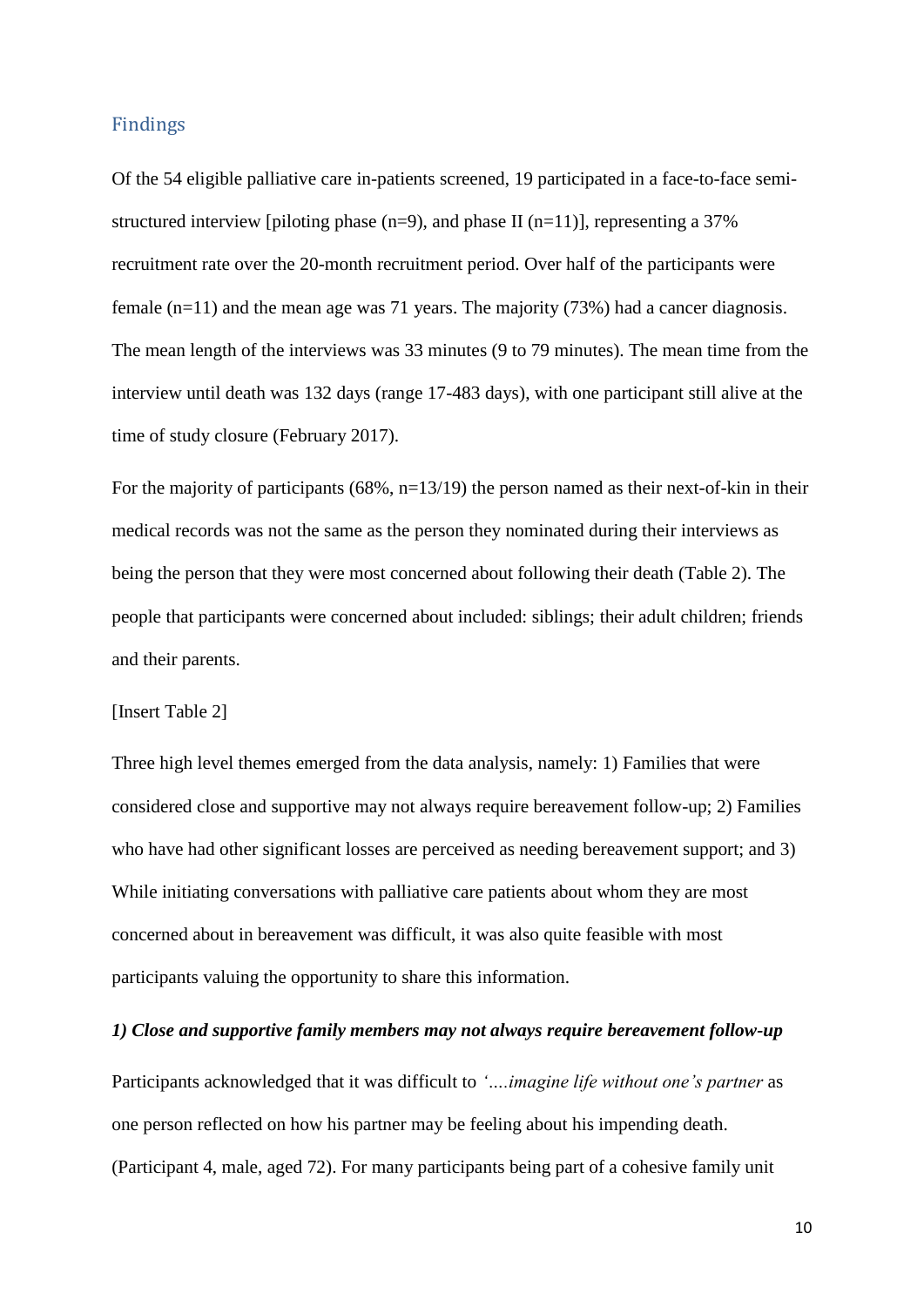## Findings

Of the 54 eligible palliative care in-patients screened, 19 participated in a face-to-face semi-structured interview [piloting phase (n=9), and phase II (n=11)], representing a 37% recruitment rate over the 20-month recruitment period. Over half of the participants were female (n=11) and the mean age was 71 years. The majority (73%) had a cancer diagnosis. The mean length of the interviews was 33 minutes (9 to 79 minutes). The mean time from the interview until death was 132 days (range 17-483 days), with one participant still alive at the time of study closure (February 2017).

For the majority of participants (68%, n=13/19) the person named as their next-of-kin in their medical records was not the same as the person they nominated during their interviews as being the person that they were most concerned about following their death (Table 2). The people that participants were concerned about included: siblings; their adult children; friends and their parents.

[Insert Table 2]

Three high level themes emerged from the data analysis, namely: 1) Families that were considered close and supportive may not always require bereavement follow-up; 2) Families who have had other significant losses are perceived as needing bereavement support; and 3) While initiating conversations with palliative care patients about whom they are most concerned about in bereavement was difficult, it was also quite feasible with most participants valuing the opportunity to share this information.

### *1) Close and supportive family members may not always require bereavement follow-up*

Participants acknowledged that it was difficult to *'….imagine life without one's partner* as one person reflected on how his partner may be feeling about his impending death. (Participant 4, male, aged 72). For many participants being part of a cohesive family unit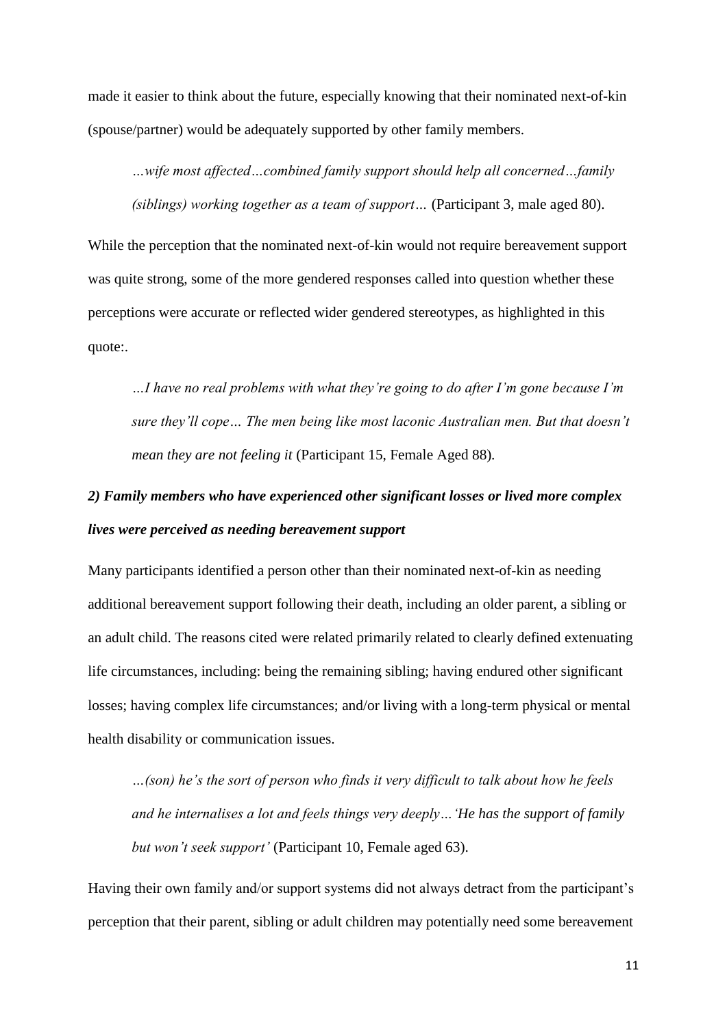made it easier to think about the future, especially knowing that their nominated next-of-kin (spouse/partner) would be adequately supported by other family members.

> *…wife most affected…combined family support should help all concerned…family (siblings) working together as a team of support…* (Participant 3, male aged 80).

While the perception that the nominated next-of-kin would not require bereavement support was quite strong, some of the more gendered responses called into question whether these perceptions were accurate or reflected wider gendered stereotypes, as highlighted in this quote:.

> *…I have no real problems with what they're going to do after I'm gone because I'm sure they'll cope… The men being like most laconic Australian men. But that doesn't mean they are not feeling it* (Participant 15, Female Aged 88).

***2) Family members who have experienced other significant losses or lived more complex lives were perceived as needing bereavement support***

Many participants identified a person other than their nominated next-of-kin as needing additional bereavement support following their death, including an older parent, a sibling or an adult child. The reasons cited were related primarily related to clearly defined extenuating life circumstances, including: being the remaining sibling; having endured other significant losses; having complex life circumstances; and/or living with a long-term physical or mental health disability or communication issues.

> *…(son) he's the sort of person who finds it very difficult to talk about how he feels and he internalises a lot and feels things very deeply…'He has the support of family but won't seek support'* (Participant 10, Female aged 63).

Having their own family and/or support systems did not always detract from the participant's perception that their parent, sibling or adult children may potentially need some bereavement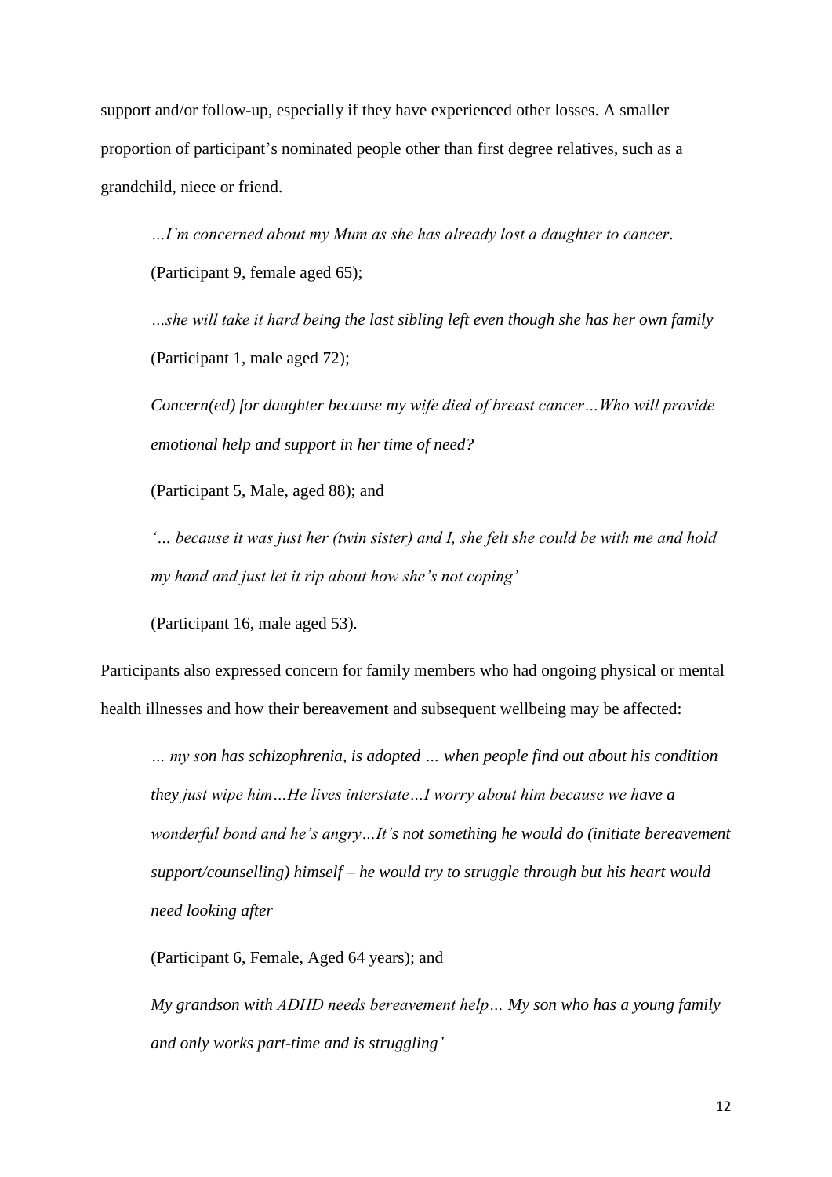support and/or follow-up, especially if they have experienced other losses. A smaller proportion of participant's nominated people other than first degree relatives, such as a grandchild, niece or friend.

> *…I'm concerned about my Mum as she has already lost a daughter to cancer.* (Participant 9, female aged 65);
>
> *…she will take it hard being the last sibling left even though she has her own family* (Participant 1, male aged 72);
>
> *Concern(ed) for daughter because my wife died of breast cancer…Who will provide emotional help and support in her time of need?*
>
> (Participant 5, Male, aged 88); and
>
> *'… because it was just her (twin sister) and I, she felt she could be with me and hold my hand and just let it rip about how she's not coping'*
>
> (Participant 16, male aged 53).

Participants also expressed concern for family members who had ongoing physical or mental health illnesses and how their bereavement and subsequent wellbeing may be affected:

> *… my son has schizophrenia, is adopted … when people find out about his condition they just wipe him…He lives interstate…I worry about him because we have a wonderful bond and he's angry…It's not something he would do (initiate bereavement support/counselling) himself – he would try to struggle through but his heart would need looking after*
>
> (Participant 6, Female, Aged 64 years); and
>
> *My grandson with ADHD needs bereavement help… My son who has a young family and only works part-time and is struggling'*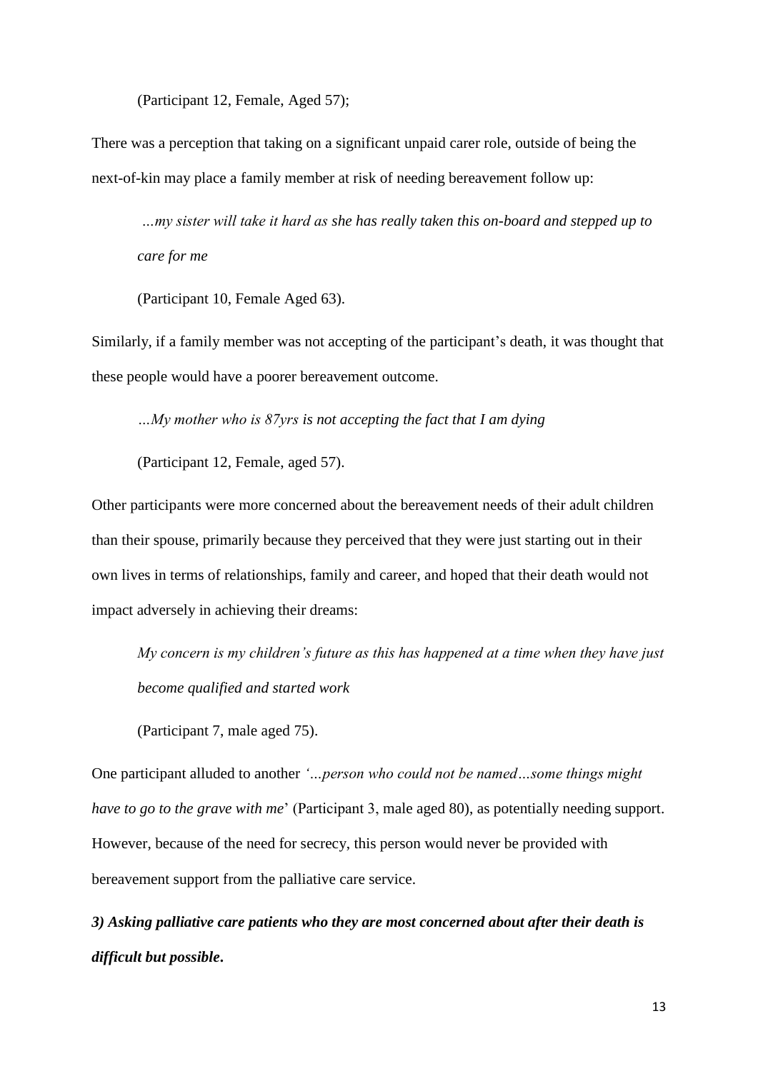(Participant 12, Female, Aged 57);

There was a perception that taking on a significant unpaid carer role, outside of being the next-of-kin may place a family member at risk of needing bereavement follow up:

> *…my sister will take it hard as she has really taken this on-board and stepped up to care for me*
>
> (Participant 10, Female Aged 63).

Similarly, if a family member was not accepting of the participant's death, it was thought that these people would have a poorer bereavement outcome.

> *…My mother who is 87yrs is not accepting the fact that I am dying*
>
> (Participant 12, Female, aged 57).

Other participants were more concerned about the bereavement needs of their adult children than their spouse, primarily because they perceived that they were just starting out in their own lives in terms of relationships, family and career, and hoped that their death would not impact adversely in achieving their dreams:

> *My concern is my children's future as this has happened at a time when they have just become qualified and started work*
>
> (Participant 7, male aged 75).

One participant alluded to another *'…person who could not be named…some things might have to go to the grave with me*' (Participant 3, male aged 80), as potentially needing support. However, because of the need for secrecy, this person would never be provided with bereavement support from the palliative care service.

***3) Asking palliative care patients who they are most concerned about after their death is difficult but possible.***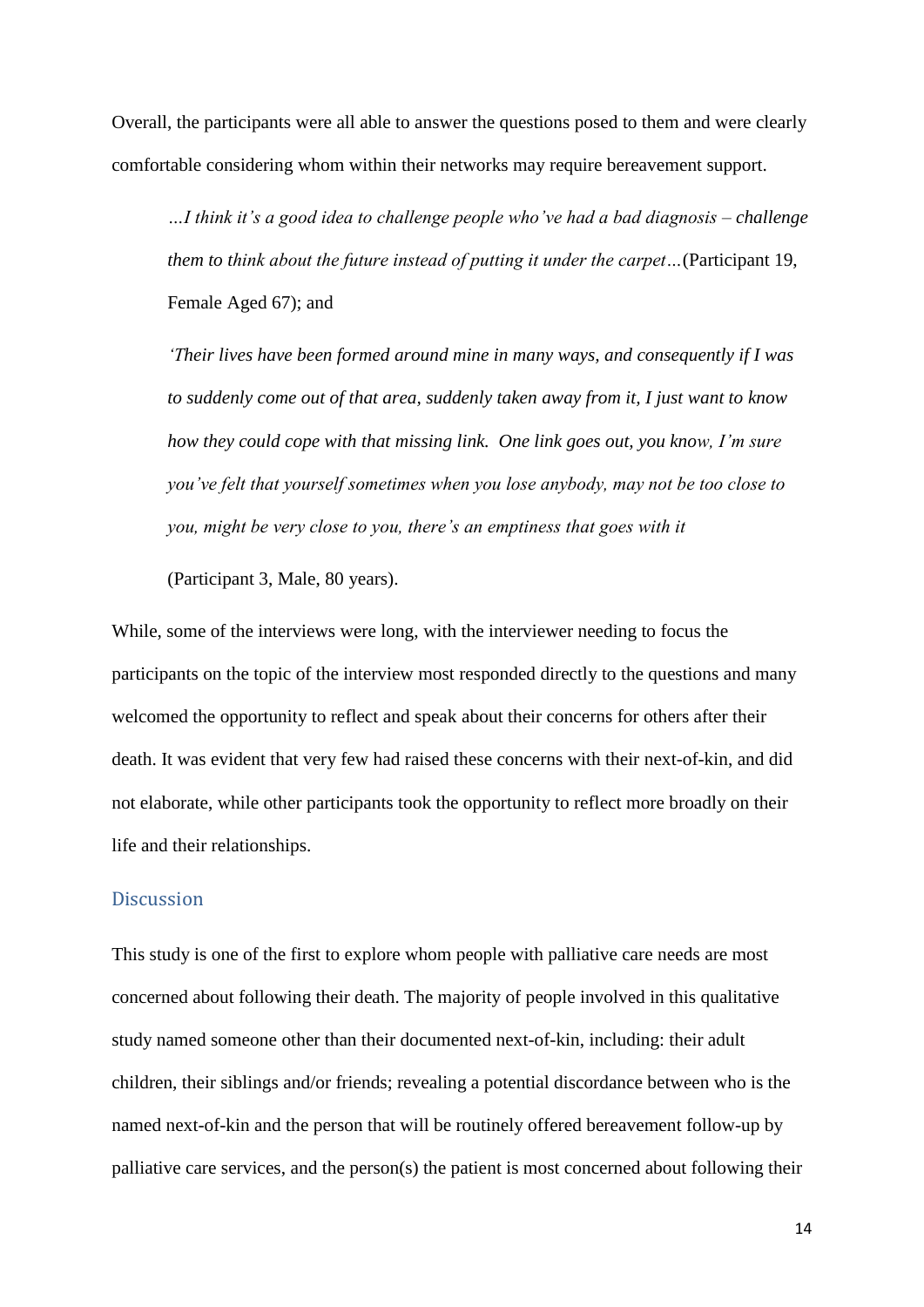Overall, the participants were all able to answer the questions posed to them and were clearly comfortable considering whom within their networks may require bereavement support.

> *…I think it's a good idea to challenge people who've had a bad diagnosis – challenge them to think about the future instead of putting it under the carpet…*(Participant 19, Female Aged 67); and
>
> *'Their lives have been formed around mine in many ways, and consequently if I was to suddenly come out of that area, suddenly taken away from it, I just want to know how they could cope with that missing link. One link goes out, you know, I'm sure you've felt that yourself sometimes when you lose anybody, may not be too close to you, might be very close to you, there's an emptiness that goes with it*
>
> (Participant 3, Male, 80 years).

While, some of the interviews were long, with the interviewer needing to focus the participants on the topic of the interview most responded directly to the questions and many welcomed the opportunity to reflect and speak about their concerns for others after their death. It was evident that very few had raised these concerns with their next-of-kin, and did not elaborate, while other participants took the opportunity to reflect more broadly on their life and their relationships.

## Discussion

This study is one of the first to explore whom people with palliative care needs are most concerned about following their death. The majority of people involved in this qualitative study named someone other than their documented next-of-kin, including: their adult children, their siblings and/or friends; revealing a potential discordance between who is the named next-of-kin and the person that will be routinely offered bereavement follow-up by palliative care services, and the person(s) the patient is most concerned about following their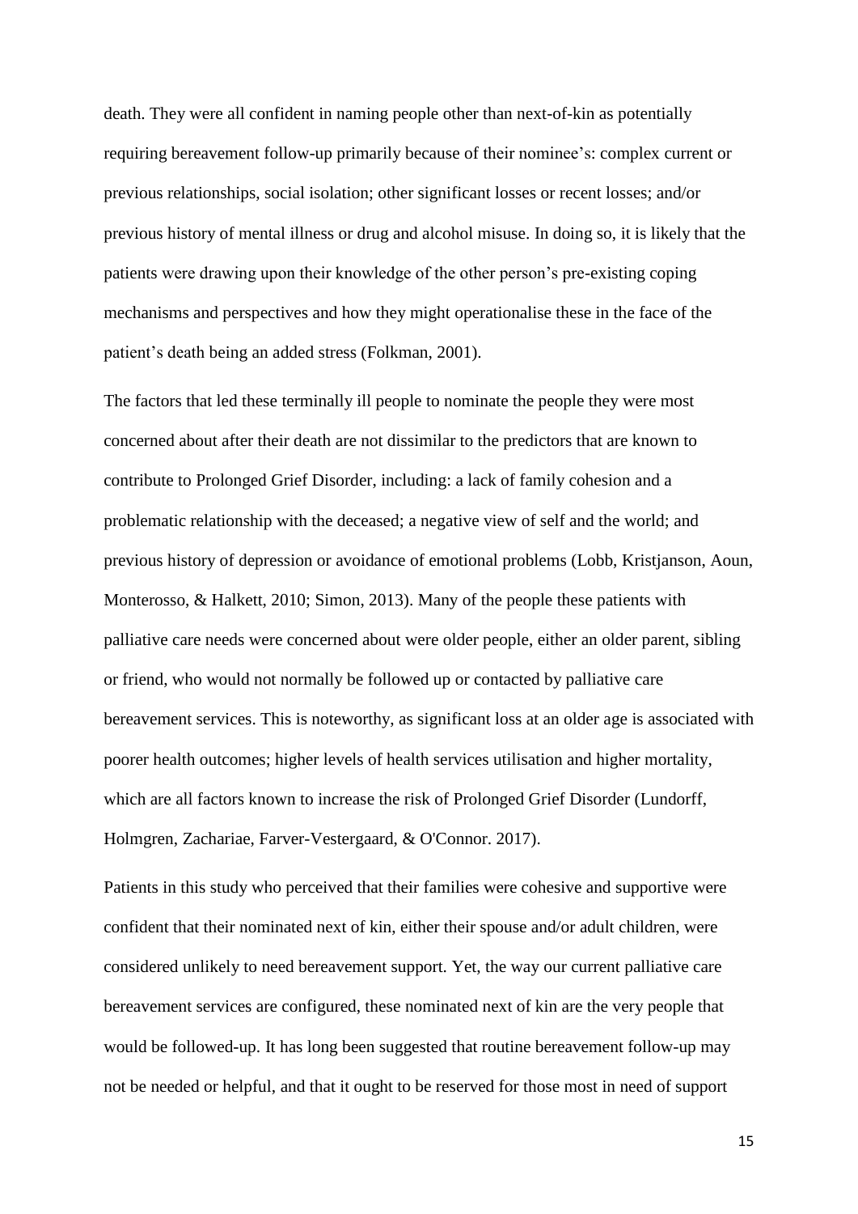death. They were all confident in naming people other than next-of-kin as potentially requiring bereavement follow-up primarily because of their nominee's: complex current or previous relationships, social isolation; other significant losses or recent losses; and/or previous history of mental illness or drug and alcohol misuse. In doing so, it is likely that the patients were drawing upon their knowledge of the other person's pre-existing coping mechanisms and perspectives and how they might operationalise these in the face of the patient's death being an added stress (Folkman, 2001).

The factors that led these terminally ill people to nominate the people they were most concerned about after their death are not dissimilar to the predictors that are known to contribute to Prolonged Grief Disorder, including: a lack of family cohesion and a problematic relationship with the deceased; a negative view of self and the world; and previous history of depression or avoidance of emotional problems (Lobb, Kristjanson, Aoun, Monterosso, & Halkett, 2010; Simon, 2013). Many of the people these patients with palliative care needs were concerned about were older people, either an older parent, sibling or friend, who would not normally be followed up or contacted by palliative care bereavement services. This is noteworthy, as significant loss at an older age is associated with poorer health outcomes; higher levels of health services utilisation and higher mortality, which are all factors known to increase the risk of Prolonged Grief Disorder (Lundorff, Holmgren, Zachariae, Farver-Vestergaard, & O'Connor. 2017).

Patients in this study who perceived that their families were cohesive and supportive were confident that their nominated next of kin, either their spouse and/or adult children, were considered unlikely to need bereavement support. Yet, the way our current palliative care bereavement services are configured, these nominated next of kin are the very people that would be followed-up. It has long been suggested that routine bereavement follow-up may not be needed or helpful, and that it ought to be reserved for those most in need of support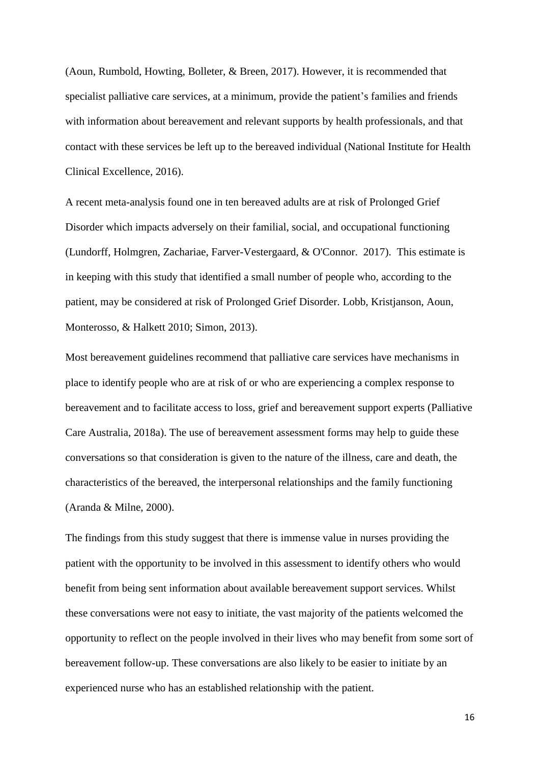(Aoun, Rumbold, Howting, Bolleter, & Breen, 2017). However, it is recommended that specialist palliative care services, at a minimum, provide the patient's families and friends with information about bereavement and relevant supports by health professionals, and that contact with these services be left up to the bereaved individual (National Institute for Health Clinical Excellence, 2016).

A recent meta-analysis found one in ten bereaved adults are at risk of Prolonged Grief Disorder which impacts adversely on their familial, social, and occupational functioning (Lundorff, Holmgren, Zachariae, Farver-Vestergaard, & O'Connor. 2017). This estimate is in keeping with this study that identified a small number of people who, according to the patient, may be considered at risk of Prolonged Grief Disorder. Lobb, Kristjanson, Aoun, Monterosso, & Halkett 2010; Simon, 2013).

Most bereavement guidelines recommend that palliative care services have mechanisms in place to identify people who are at risk of or who are experiencing a complex response to bereavement and to facilitate access to loss, grief and bereavement support experts (Palliative Care Australia, 2018a). The use of bereavement assessment forms may help to guide these conversations so that consideration is given to the nature of the illness, care and death, the characteristics of the bereaved, the interpersonal relationships and the family functioning (Aranda & Milne, 2000).

The findings from this study suggest that there is immense value in nurses providing the patient with the opportunity to be involved in this assessment to identify others who would benefit from being sent information about available bereavement support services. Whilst these conversations were not easy to initiate, the vast majority of the patients welcomed the opportunity to reflect on the people involved in their lives who may benefit from some sort of bereavement follow-up. These conversations are also likely to be easier to initiate by an experienced nurse who has an established relationship with the patient.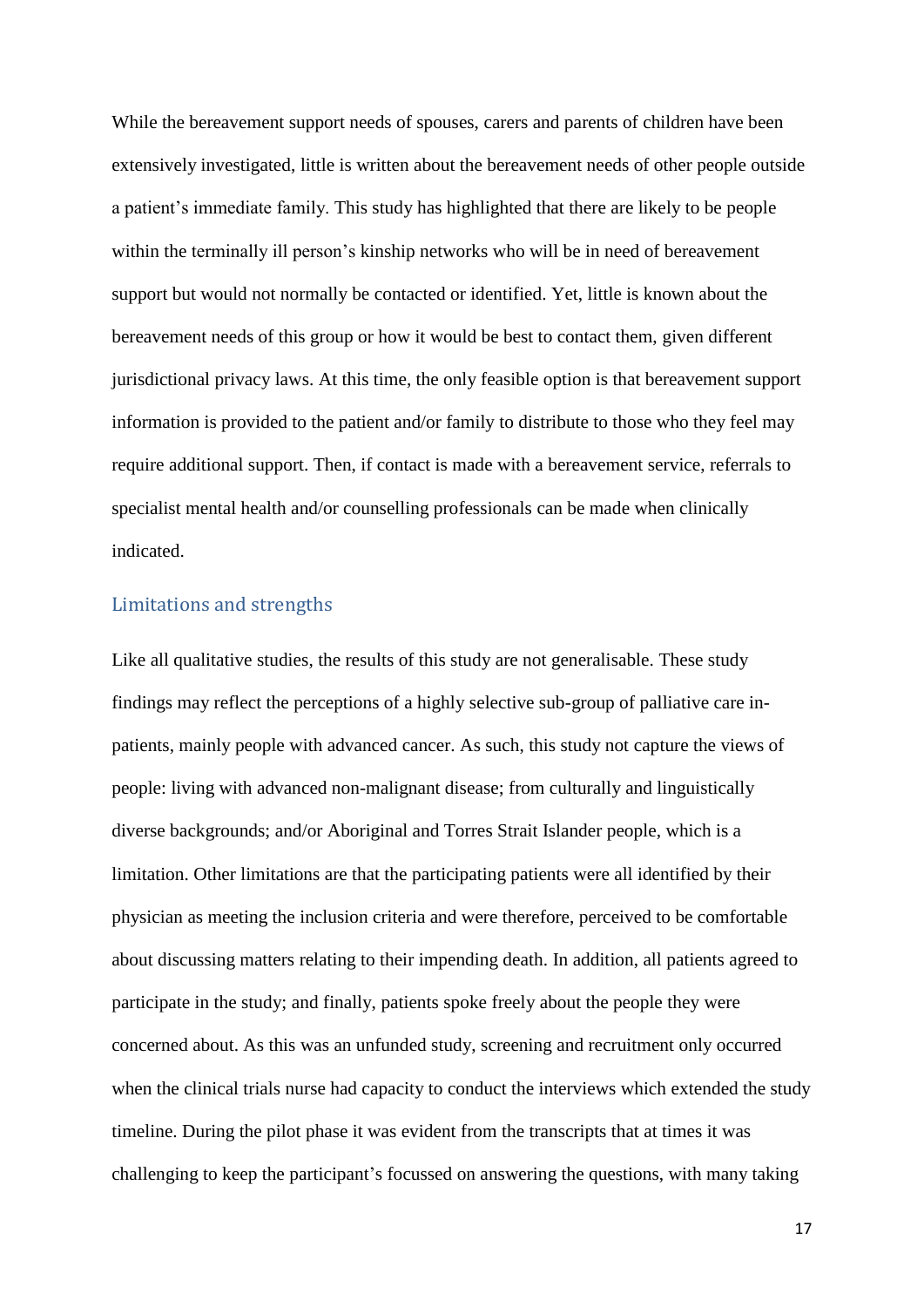While the bereavement support needs of spouses, carers and parents of children have been extensively investigated, little is written about the bereavement needs of other people outside a patient's immediate family. This study has highlighted that there are likely to be people within the terminally ill person's kinship networks who will be in need of bereavement support but would not normally be contacted or identified. Yet, little is known about the bereavement needs of this group or how it would be best to contact them, given different jurisdictional privacy laws. At this time, the only feasible option is that bereavement support information is provided to the patient and/or family to distribute to those who they feel may require additional support. Then, if contact is made with a bereavement service, referrals to specialist mental health and/or counselling professionals can be made when clinically indicated.

## Limitations and strengths

Like all qualitative studies, the results of this study are not generalisable. These study findings may reflect the perceptions of a highly selective sub-group of palliative care in-patients, mainly people with advanced cancer. As such, this study not capture the views of people: living with advanced non-malignant disease; from culturally and linguistically diverse backgrounds; and/or Aboriginal and Torres Strait Islander people, which is a limitation. Other limitations are that the participating patients were all identified by their physician as meeting the inclusion criteria and were therefore, perceived to be comfortable about discussing matters relating to their impending death. In addition, all patients agreed to participate in the study; and finally, patients spoke freely about the people they were concerned about. As this was an unfunded study, screening and recruitment only occurred when the clinical trials nurse had capacity to conduct the interviews which extended the study timeline. During the pilot phase it was evident from the transcripts that at times it was challenging to keep the participant's focussed on answering the questions, with many taking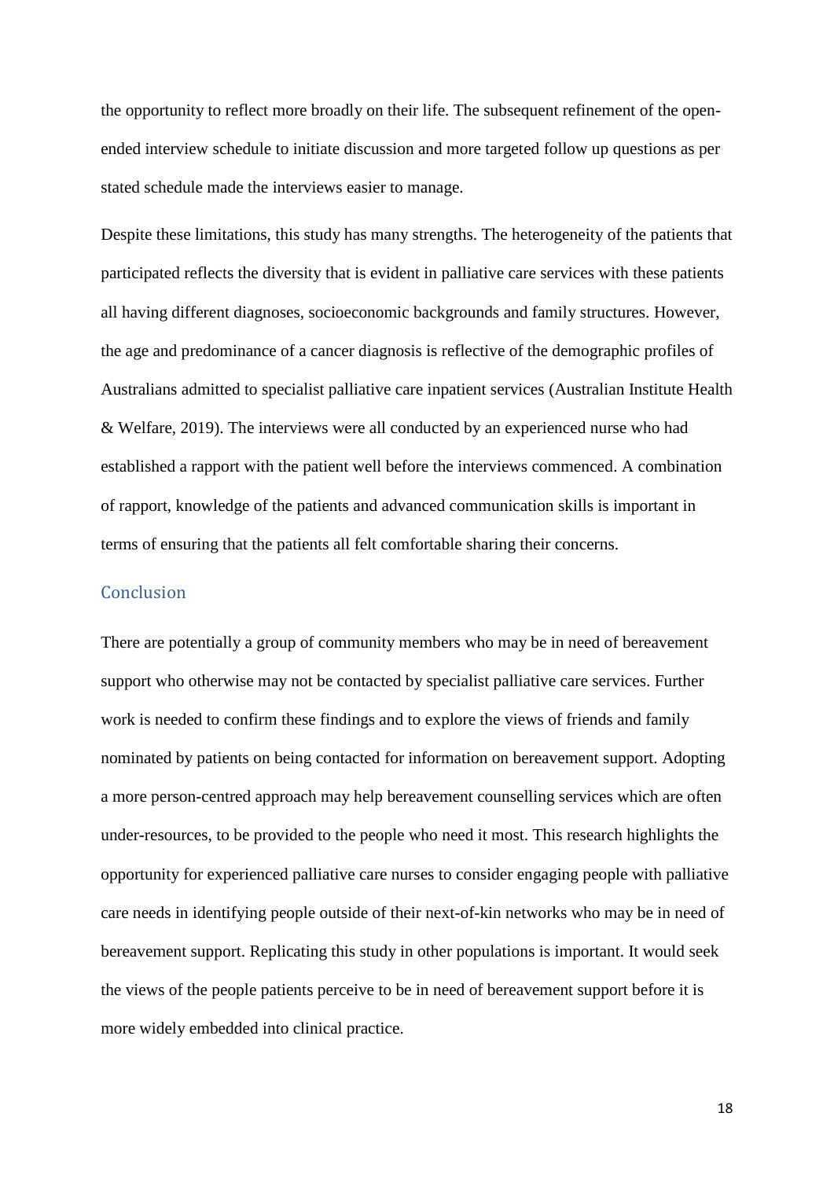the opportunity to reflect more broadly on their life. The subsequent refinement of the open-ended interview schedule to initiate discussion and more targeted follow up questions as per stated schedule made the interviews easier to manage.

Despite these limitations, this study has many strengths. The heterogeneity of the patients that participated reflects the diversity that is evident in palliative care services with these patients all having different diagnoses, socioeconomic backgrounds and family structures. However, the age and predominance of a cancer diagnosis is reflective of the demographic profiles of Australians admitted to specialist palliative care inpatient services (Australian Institute Health & Welfare, 2019). The interviews were all conducted by an experienced nurse who had established a rapport with the patient well before the interviews commenced. A combination of rapport, knowledge of the patients and advanced communication skills is important in terms of ensuring that the patients all felt comfortable sharing their concerns.

## Conclusion

There are potentially a group of community members who may be in need of bereavement support who otherwise may not be contacted by specialist palliative care services. Further work is needed to confirm these findings and to explore the views of friends and family nominated by patients on being contacted for information on bereavement support. Adopting a more person-centred approach may help bereavement counselling services which are often under-resources, to be provided to the people who need it most. This research highlights the opportunity for experienced palliative care nurses to consider engaging people with palliative care needs in identifying people outside of their next-of-kin networks who may be in need of bereavement support. Replicating this study in other populations is important. It would seek the views of the people patients perceive to be in need of bereavement support before it is more widely embedded into clinical practice.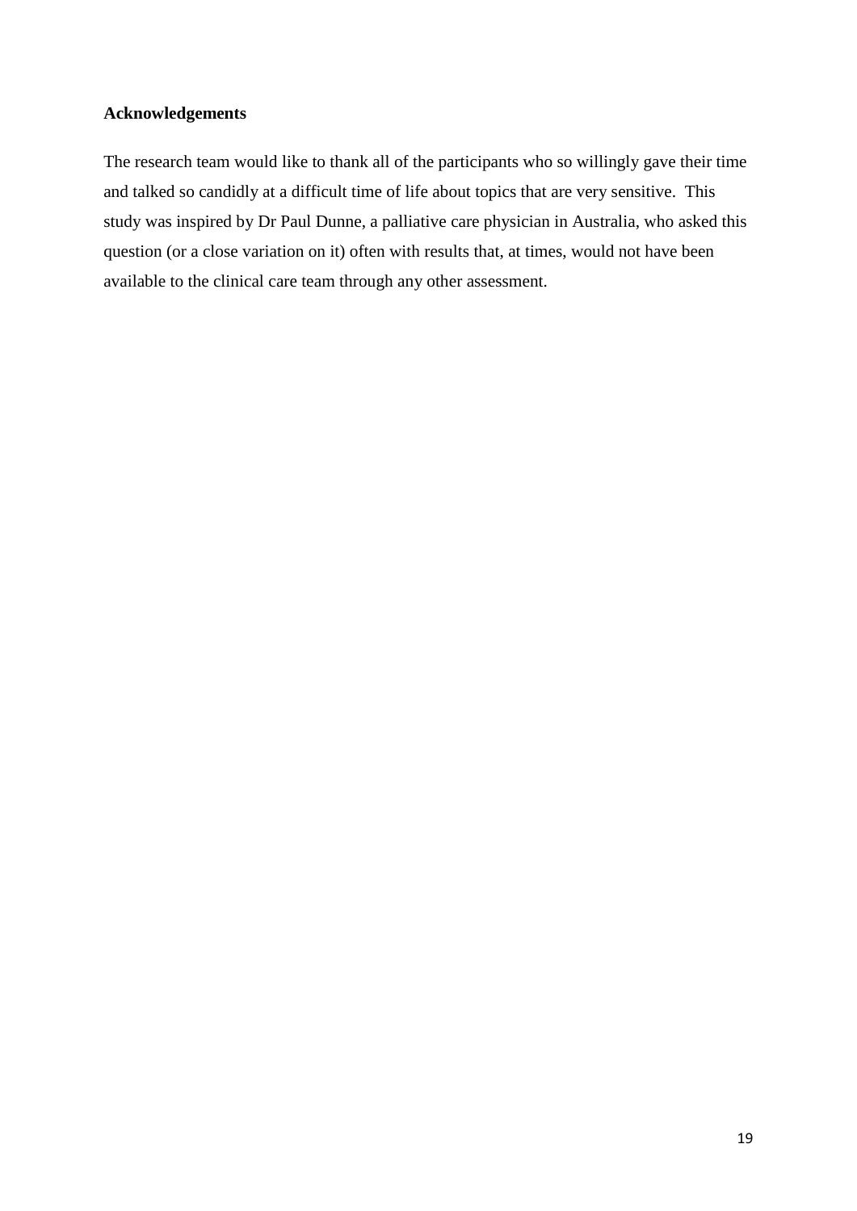## Acknowledgements

The research team would like to thank all of the participants who so willingly gave their time and talked so candidly at a difficult time of life about topics that are very sensitive. This study was inspired by Dr Paul Dunne, a palliative care physician in Australia, who asked this question (or a close variation on it) often with results that, at times, would not have been available to the clinical care team through any other assessment.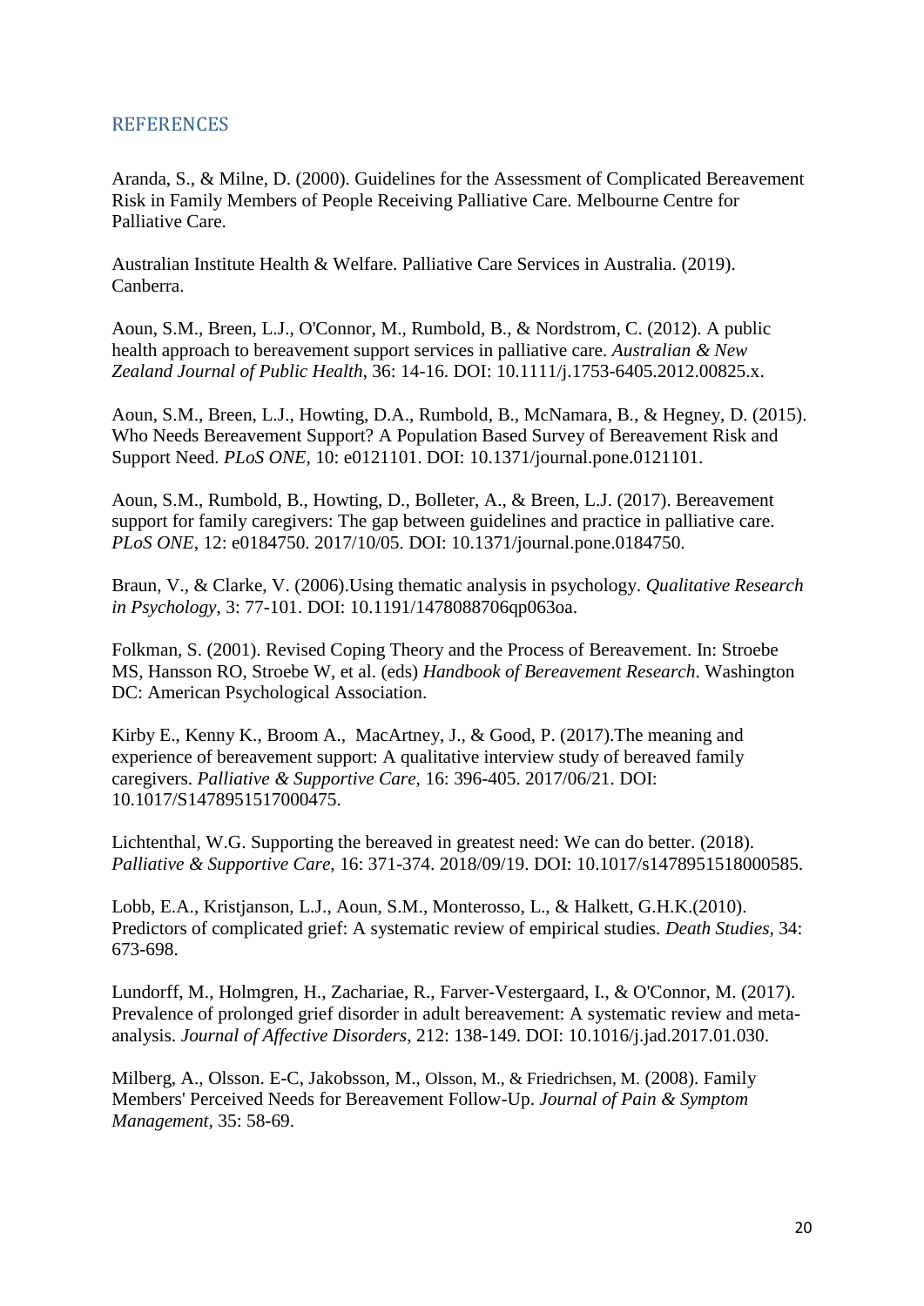## REFERENCES

Aranda, S., & Milne, D. (2000). Guidelines for the Assessment of Complicated Bereavement Risk in Family Members of People Receiving Palliative Care. Melbourne Centre for Palliative Care.

Australian Institute Health & Welfare. Palliative Care Services in Australia. (2019). Canberra.

Aoun, S.M., Breen, L.J., O'Connor, M., Rumbold, B., & Nordstrom, C. (2012). A public health approach to bereavement support services in palliative care. *Australian & New Zealand Journal of Public Health*, 36: 14-16. DOI: 10.1111/j.1753-6405.2012.00825.x.

Aoun, S.M., Breen, L.J., Howting, D.A., Rumbold, B., McNamara, B., & Hegney, D. (2015). Who Needs Bereavement Support? A Population Based Survey of Bereavement Risk and Support Need. *PLoS ONE,* 10: e0121101. DOI: 10.1371/journal.pone.0121101.

Aoun, S.M., Rumbold, B., Howting, D., Bolleter, A., & Breen, L.J. (2017). Bereavement support for family caregivers: The gap between guidelines and practice in palliative care. *PLoS ONE,* 12: e0184750. 2017/10/05. DOI: 10.1371/journal.pone.0184750.

Braun, V., & Clarke, V. (2006).Using thematic analysis in psychology. *Qualitative Research in Psychology*, 3: 77-101. DOI: 10.1191/1478088706qp063oa.

Folkman, S. (2001). Revised Coping Theory and the Process of Bereavement. In: Stroebe MS, Hansson RO, Stroebe W, et al. (eds) *Handbook of Bereavement Research*. Washington DC: American Psychological Association.

Kirby E., Kenny K., Broom A., MacArtney, J., & Good, P. (2017).The meaning and experience of bereavement support: A qualitative interview study of bereaved family caregivers. *Palliative & Supportive Care,* 16: 396-405. 2017/06/21. DOI: 10.1017/S1478951517000475.

Lichtenthal, W.G. Supporting the bereaved in greatest need: We can do better. (2018). *Palliative & Supportive Care,* 16: 371-374. 2018/09/19. DOI: 10.1017/s1478951518000585.

Lobb, E.A., Kristjanson, L.J., Aoun, S.M., Monterosso, L., & Halkett, G.H.K.(2010). Predictors of complicated grief: A systematic review of empirical studies. *Death Studies,* 34: 673-698.

Lundorff, M., Holmgren, H., Zachariae, R., Farver-Vestergaard, I., & O'Connor, M. (2017). Prevalence of prolonged grief disorder in adult bereavement: A systematic review and meta-analysis. *Journal of Affective Disorders,* 212: 138-149. DOI: 10.1016/j.jad.2017.01.030.

Milberg, A., Olsson. E-C, Jakobsson, M., Olsson, M., & Friedrichsen, M. (2008). Family Members' Perceived Needs for Bereavement Follow-Up. *Journal of Pain & Symptom Management*, 35: 58-69.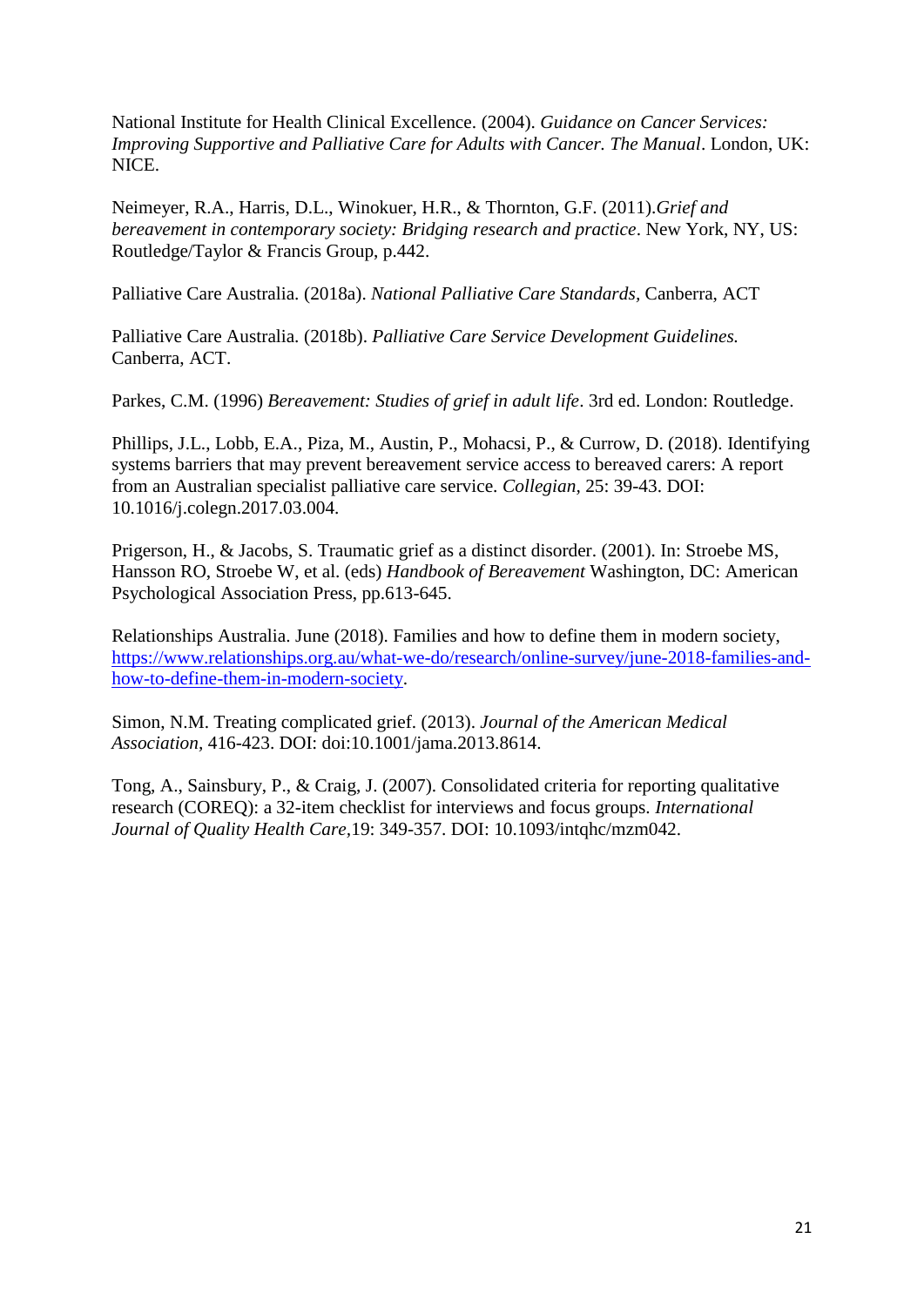National Institute for Health Clinical Excellence. (2004). *Guidance on Cancer Services: Improving Supportive and Palliative Care for Adults with Cancer. The Manual*. London, UK: NICE.

Neimeyer, R.A., Harris, D.L., Winokuer, H.R., & Thornton, G.F. (2011).*Grief and bereavement in contemporary society: Bridging research and practice*. New York, NY, US: Routledge/Taylor & Francis Group, p.442.

Palliative Care Australia. (2018a). *National Palliative Care Standards*, Canberra, ACT

Palliative Care Australia. (2018b). *Palliative Care Service Development Guidelines.* Canberra, ACT.

Parkes, C.M. (1996) *Bereavement: Studies of grief in adult life*. 3rd ed. London: Routledge.

Phillips, J.L., Lobb, E.A., Piza, M., Austin, P., Mohacsi, P., & Currow, D. (2018). Identifying systems barriers that may prevent bereavement service access to bereaved carers: A report from an Australian specialist palliative care service. *Collegian*, 25: 39-43. DOI: 10.1016/j.colegn.2017.03.004.

Prigerson, H., & Jacobs, S. Traumatic grief as a distinct disorder. (2001). In: Stroebe MS, Hansson RO, Stroebe W, et al. (eds) *Handbook of Bereavement* Washington, DC: American Psychological Association Press, pp.613-645.

Relationships Australia. June (2018). Families and how to define them in modern society, https://www.relationships.org.au/what-we-do/research/online-survey/june-2018-families-and-how-to-define-them-in-modern-society.

Simon, N.M. Treating complicated grief. (2013). *Journal of the American Medical Association*, 416-423. DOI: doi:10.1001/jama.2013.8614.

Tong, A., Sainsbury, P., & Craig, J. (2007). Consolidated criteria for reporting qualitative research (COREQ): a 32-item checklist for interviews and focus groups. *International Journal of Quality Health Care*,19: 349-357. DOI: 10.1093/intqhc/mzm042.